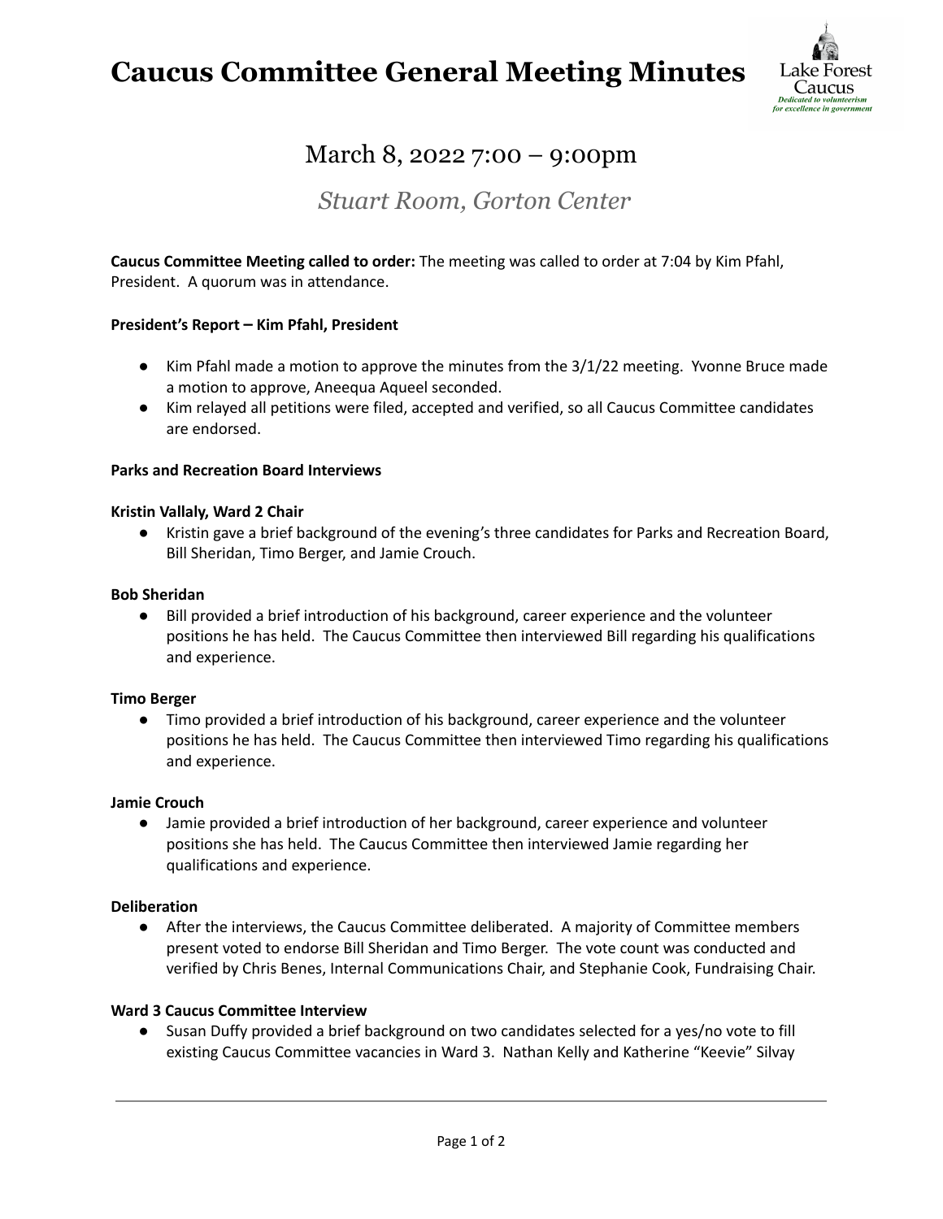# Caucus Committee General Meeting Minutes

Lake Forest Caucus
*Dedicated to volunteerism for excellence in government*

## March 8, 2022 7:00 – 9:00pm

### *Stuart Room, Gorton Center*

**Caucus Committee Meeting called to order:** The meeting was called to order at 7:04 by Kim Pfahl, President. A quorum was in attendance.

**President's Report – Kim Pfahl, President**

- Kim Pfahl made a motion to approve the minutes from the 3/1/22 meeting. Yvonne Bruce made a motion to approve, Aneequa Aqueel seconded.
- Kim relayed all petitions were filed, accepted and verified, so all Caucus Committee candidates are endorsed.

**Parks and Recreation Board Interviews**

**Kristin Vallaly, Ward 2 Chair**

- Kristin gave a brief background of the evening's three candidates for Parks and Recreation Board, Bill Sheridan, Timo Berger, and Jamie Crouch.

**Bob Sheridan**

- Bill provided a brief introduction of his background, career experience and the volunteer positions he has held. The Caucus Committee then interviewed Bill regarding his qualifications and experience.

**Timo Berger**

- Timo provided a brief introduction of his background, career experience and the volunteer positions he has held. The Caucus Committee then interviewed Timo regarding his qualifications and experience.

**Jamie Crouch**

- Jamie provided a brief introduction of her background, career experience and volunteer positions she has held. The Caucus Committee then interviewed Jamie regarding her qualifications and experience.

**Deliberation**

- After the interviews, the Caucus Committee deliberated. A majority of Committee members present voted to endorse Bill Sheridan and Timo Berger. The vote count was conducted and verified by Chris Benes, Internal Communications Chair, and Stephanie Cook, Fundraising Chair.

**Ward 3 Caucus Committee Interview**

- Susan Duffy provided a brief background on two candidates selected for a yes/no vote to fill existing Caucus Committee vacancies in Ward 3. Nathan Kelly and Katherine "Keevie" Silvay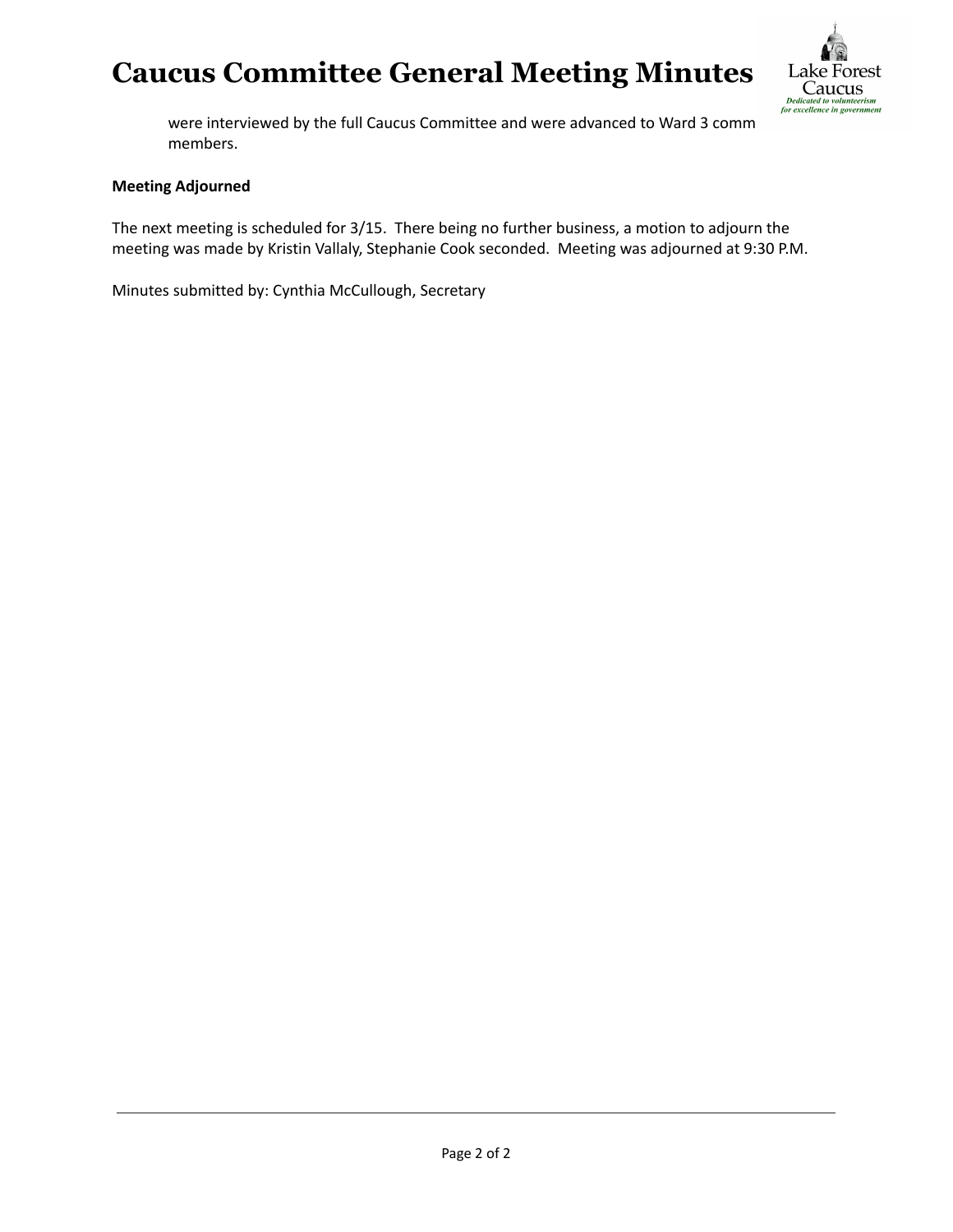were interviewed by the full Caucus Committee and were advanced to Ward 3 comm members.

**Meeting Adjourned**

The next meeting is scheduled for 3/15. There being no further business, a motion to adjourn the meeting was made by Kristin Vallaly, Stephanie Cook seconded. Meeting was adjourned at 9:30 P.M.

Minutes submitted by: Cynthia McCullough, Secretary